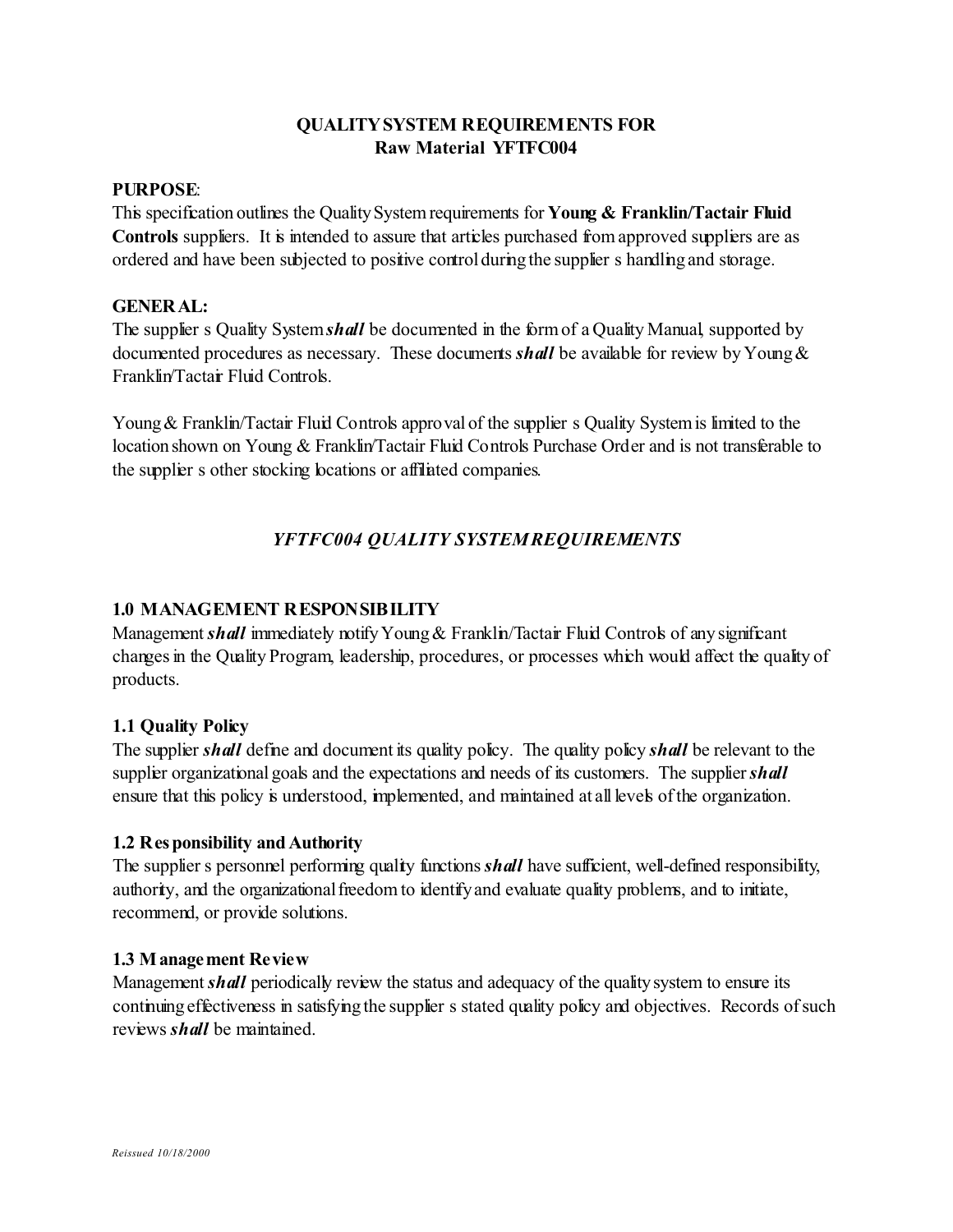# QUALITY SYSTEM REQUIREMENTS FOR
## Raw Material YFTFC004

**PURPOSE**:
This specification outlines the Quality System requirements for **Young & Franklin/Tactair Fluid Controls** suppliers. It is intended to assure that articles purchased from approved suppliers are as ordered and have been subjected to positive control during the supplier s handling and storage.

**GENERAL:**
The supplier s Quality System ***shall*** be documented in the form of a Quality Manual, supported by documented procedures as necessary. These documents ***shall*** be available for review by Young & Franklin/Tactair Fluid Controls.

Young & Franklin/Tactair Fluid Controls approval of the supplier s Quality System is limited to the location shown on Young & Franklin/Tactair Fluid Controls Purchase Order and is not transferable to the supplier s other stocking locations or affiliated companies.

## *YFTFC004 QUALITY SYSTEM REQUIREMENTS*

### 1.0 MANAGEMENT RESPONSIBILITY
Management ***shall*** immediately notify Young & Franklin/Tactair Fluid Controls of any significant changes in the Quality Program, leadership, procedures, or processes which would affect the quality of products.

### 1.1 Quality Policy
The supplier ***shall*** define and document its quality policy. The quality policy ***shall*** be relevant to the supplier organizational goals and the expectations and needs of its customers. The supplier ***shall*** ensure that this policy is understood, implemented, and maintained at all levels of the organization.

### 1.2 Responsibility and Authority
The supplier s personnel performing quality functions ***shall*** have sufficient, well-defined responsibility, authority, and the organizational freedom to identify and evaluate quality problems, and to initiate, recommend, or provide solutions.

### 1.3 Management Review
Management ***shall*** periodically review the status and adequacy of the quality system to ensure its continuing effectiveness in satisfying the supplier s stated quality policy and objectives. Records of such reviews ***shall*** be maintained.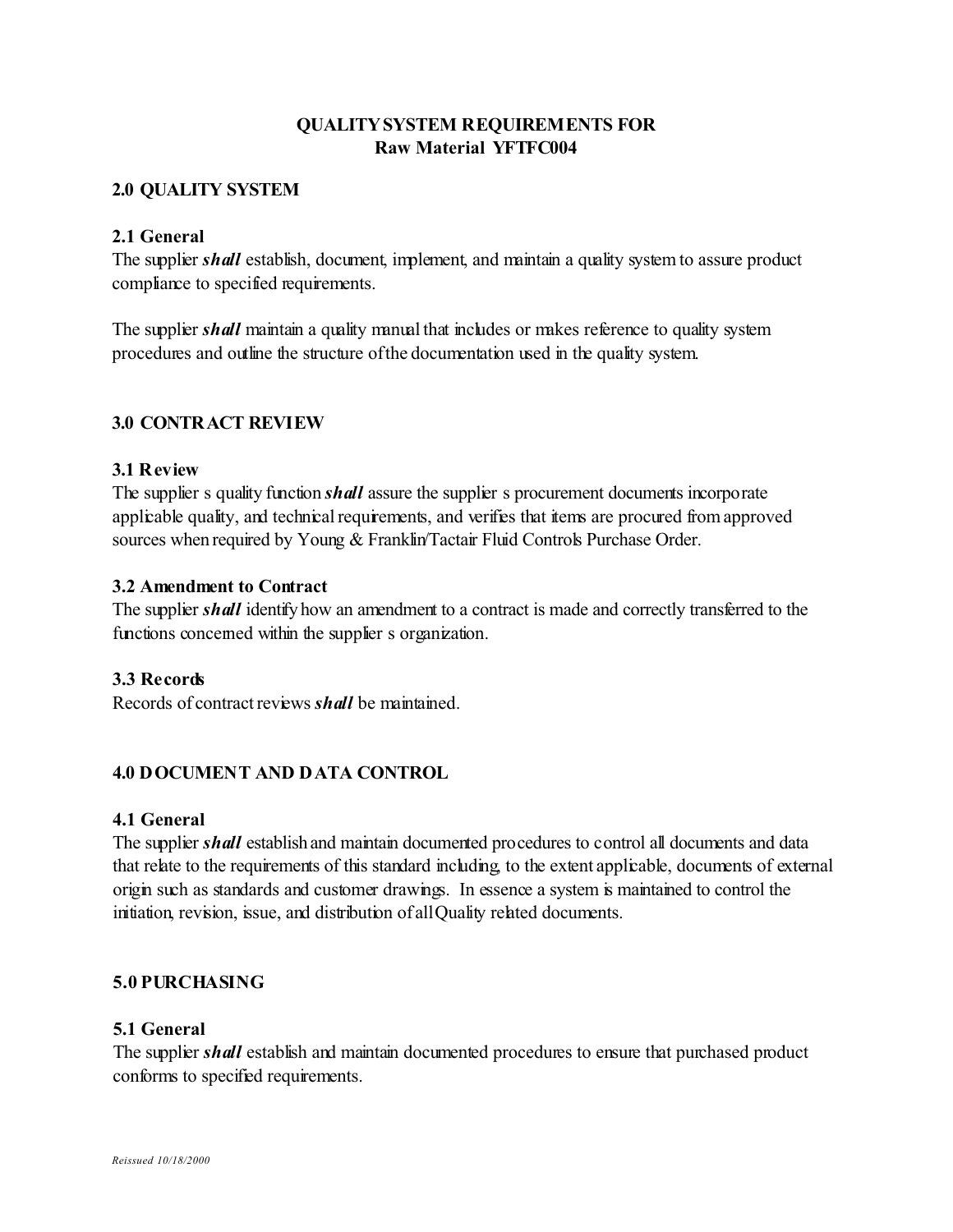**QUALITY SYSTEM REQUIREMENTS FOR**
**Raw Material YFTFC004**

## 2.0 QUALITY SYSTEM

### 2.1 General

The supplier ***shall*** establish, document, implement, and maintain a quality system to assure product compliance to specified requirements.

The supplier ***shall*** maintain a quality manual that includes or makes reference to quality system procedures and outline the structure of the documentation used in the quality system.

## 3.0 CONTRACT REVIEW

### 3.1 Review

The supplier s quality function ***shall*** assure the supplier s procurement documents incorporate applicable quality, and technical requirements, and verifies that items are procured from approved sources when required by Young & Franklin/Tactair Fluid Controls Purchase Order.

### 3.2 Amendment to Contract

The supplier ***shall*** identify how an amendment to a contract is made and correctly transferred to the functions concerned within the supplier s organization.

### 3.3 Records

Records of contract reviews ***shall*** be maintained.

## 4.0 DOCUMENT AND DATA CONTROL

### 4.1 General

The supplier ***shall*** establish and maintain documented procedures to control all documents and data that relate to the requirements of this standard including, to the extent applicable, documents of external origin such as standards and customer drawings. In essence a system is maintained to control the initiation, revision, issue, and distribution of all Quality related documents.

## 5.0 PURCHASING

### 5.1 General

The supplier ***shall*** establish and maintain documented procedures to ensure that purchased product conforms to specified requirements.

*Reissued 10/18/2000*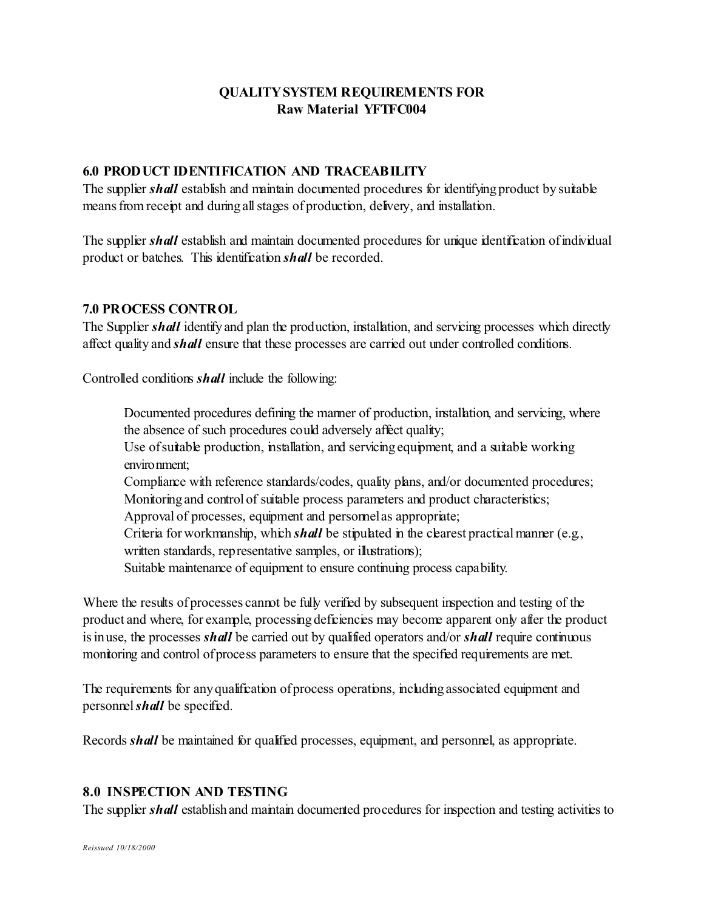**QUALITY SYSTEM REQUIREMENTS FOR**
**Raw Material YFTFC004**

## 6.0 PRODUCT IDENTIFICATION AND TRACEABILITY

The supplier ***shall*** establish and maintain documented procedures for identifying product by suitable means from receipt and during all stages of production, delivery, and installation.

The supplier ***shall*** establish and maintain documented procedures for unique identification of individual product or batches. This identification ***shall*** be recorded.

## 7.0 PROCESS CONTROL

The Supplier ***shall*** identify and plan the production, installation, and servicing processes which directly affect quality and ***shall*** ensure that these processes are carried out under controlled conditions.

Controlled conditions ***shall*** include the following:

> Documented procedures defining the manner of production, installation, and servicing, where the absence of such procedures could adversely affect quality;
> Use of suitable production, installation, and servicing equipment, and a suitable working environment;
> Compliance with reference standards/codes, quality plans, and/or documented procedures;
> Monitoring and control of suitable process parameters and product characteristics;
> Approval of processes, equipment and personnel as appropriate;
> Criteria for workmanship, which ***shall*** be stipulated in the clearest practical manner (e.g., written standards, representative samples, or illustrations);
> Suitable maintenance of equipment to ensure continuing process capability.

Where the results of processes cannot be fully verified by subsequent inspection and testing of the product and where, for example, processing deficiencies may become apparent only after the product is in use, the processes ***shall*** be carried out by qualified operators and/or ***shall*** require continuous monitoring and control of process parameters to ensure that the specified requirements are met.

The requirements for any qualification of process operations, including associated equipment and personnel ***shall*** be specified.

Records ***shall*** be maintained for qualified processes, equipment, and personnel, as appropriate.

## 8.0 INSPECTION AND TESTING

The supplier ***shall*** establish and maintain documented procedures for inspection and testing activities to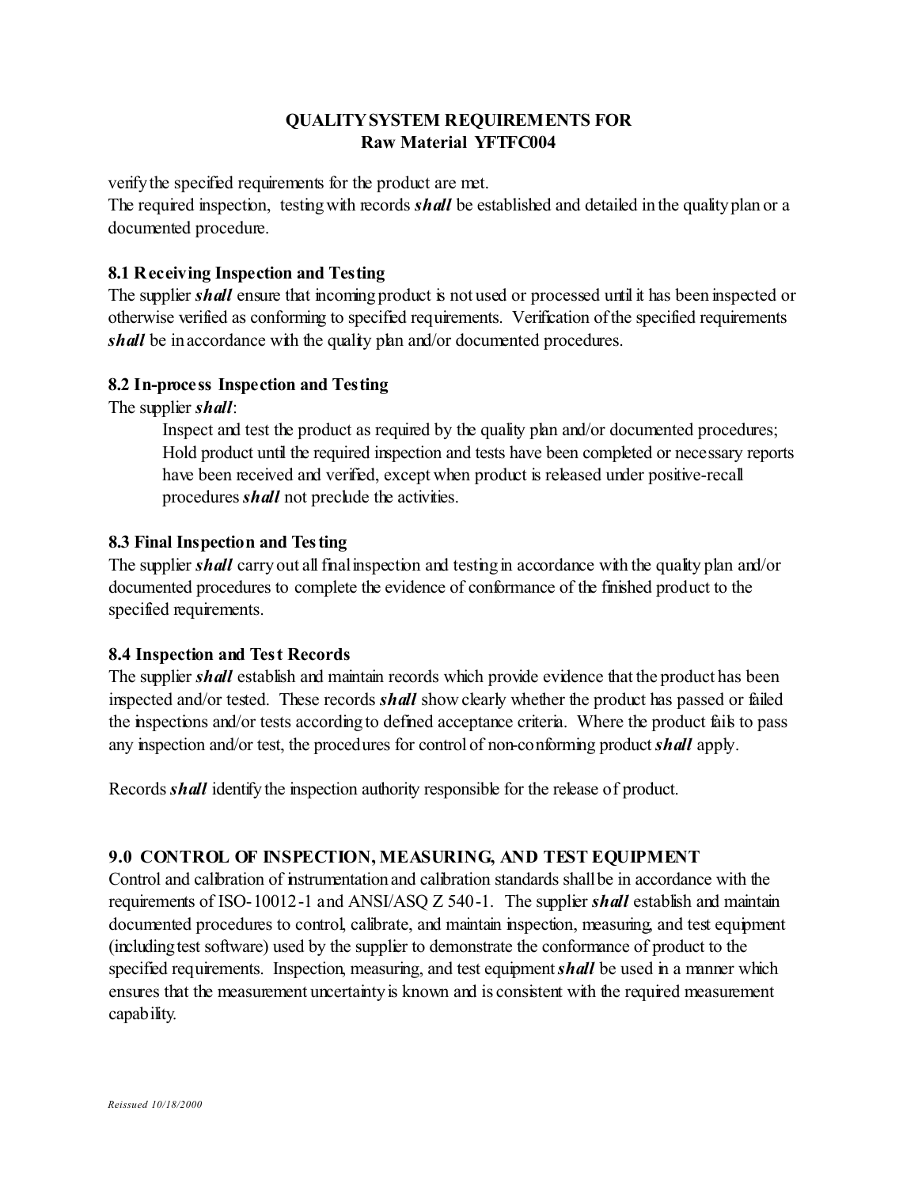verify the specified requirements for the product are met.
The required inspection, testing with records ***shall*** be established and detailed in the quality plan or a documented procedure.

### 8.1 Receiving Inspection and Testing

The supplier ***shall*** ensure that incoming product is not used or processed until it has been inspected or otherwise verified as conforming to specified requirements. Verification of the specified requirements ***shall*** be in accordance with the quality plan and/or documented procedures.

### 8.2 In-process Inspection and Testing

The supplier ***shall***:

Inspect and test the product as required by the quality plan and/or documented procedures;
Hold product until the required inspection and tests have been completed or necessary reports have been received and verified, except when product is released under positive-recall procedures ***shall*** not preclude the activities.

### 8.3 Final Inspection and Testing

The supplier ***shall*** carry out all final inspection and testing in accordance with the quality plan and/or documented procedures to complete the evidence of conformance of the finished product to the specified requirements.

### 8.4 Inspection and Test Records

The supplier ***shall*** establish and maintain records which provide evidence that the product has been inspected and/or tested. These records ***shall*** show clearly whether the product has passed or failed the inspections and/or tests according to defined acceptance criteria. Where the product fails to pass any inspection and/or test, the procedures for control of non-conforming product ***shall*** apply.

Records ***shall*** identify the inspection authority responsible for the release of product.

## 9.0 CONTROL OF INSPECTION, MEASURING, AND TEST EQUIPMENT

Control and calibration of instrumentation and calibration standards shall be in accordance with the requirements of ISO-10012-1 and ANSI/ASQ Z 540-1. The supplier ***shall*** establish and maintain documented procedures to control, calibrate, and maintain inspection, measuring, and test equipment (including test software) used by the supplier to demonstrate the conformance of product to the specified requirements. Inspection, measuring, and test equipment ***shall*** be used in a manner which ensures that the measurement uncertainty is known and is consistent with the required measurement capability.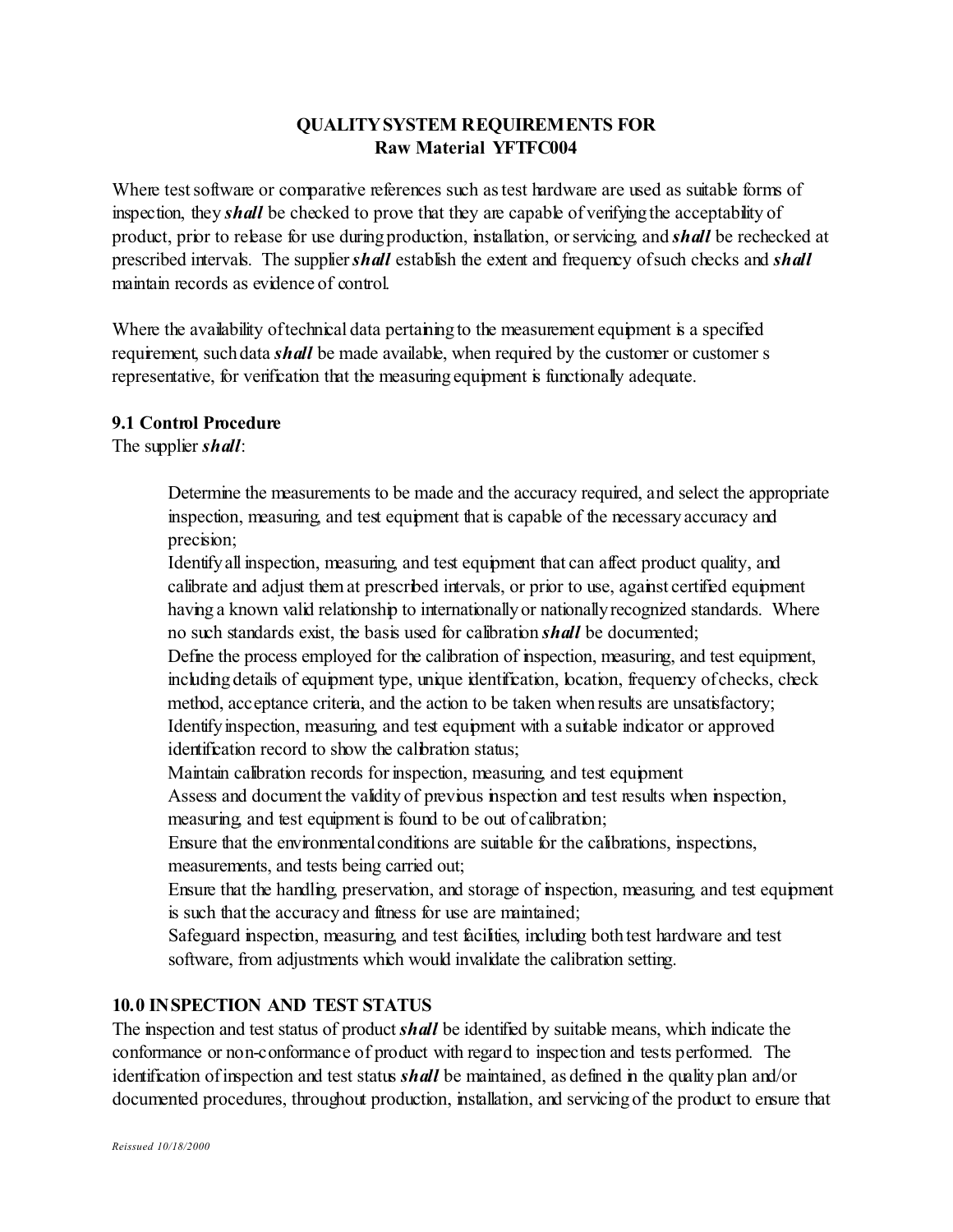**QUALITY SYSTEM REQUIREMENTS FOR**
**Raw Material YFTFC004**

Where test software or comparative references such as test hardware are used as suitable forms of inspection, they ***shall*** be checked to prove that they are capable of verifying the acceptability of product, prior to release for use during production, installation, or servicing, and ***shall*** be rechecked at prescribed intervals. The supplier ***shall*** establish the extent and frequency of such checks and ***shall*** maintain records as evidence of control.

Where the availability of technical data pertaining to the measurement equipment is a specified requirement, such data ***shall*** be made available, when required by the customer or customer s representative, for verification that the measuring equipment is functionally adequate.

### 9.1 Control Procedure

The supplier ***shall***:

Determine the measurements to be made and the accuracy required, and select the appropriate inspection, measuring, and test equipment that is capable of the necessary accuracy and precision;
Identify all inspection, measuring, and test equipment that can affect product quality, and calibrate and adjust them at prescribed intervals, or prior to use, against certified equipment having a known valid relationship to internationally or nationally recognized standards. Where no such standards exist, the basis used for calibration ***shall*** be documented;
Define the process employed for the calibration of inspection, measuring, and test equipment, including details of equipment type, unique identification, location, frequency of checks, check method, acceptance criteria, and the action to be taken when results are unsatisfactory;
Identify inspection, measuring, and test equipment with a suitable indicator or approved identification record to show the calibration status;
Maintain calibration records for inspection, measuring, and test equipment
Assess and document the validity of previous inspection and test results when inspection, measuring, and test equipment is found to be out of calibration;
Ensure that the environmental conditions are suitable for the calibrations, inspections, measurements, and tests being carried out;
Ensure that the handling, preservation, and storage of inspection, measuring, and test equipment is such that the accuracy and fitness for use are maintained;
Safeguard inspection, measuring, and test facilities, including both test hardware and test software, from adjustments which would invalidate the calibration setting.

## 10.0 INSPECTION AND TEST STATUS

The inspection and test status of product ***shall*** be identified by suitable means, which indicate the conformance or non-conformance of product with regard to inspection and tests performed. The identification of inspection and test status ***shall*** be maintained, as defined in the quality plan and/or documented procedures, throughout production, installation, and servicing of the product to ensure that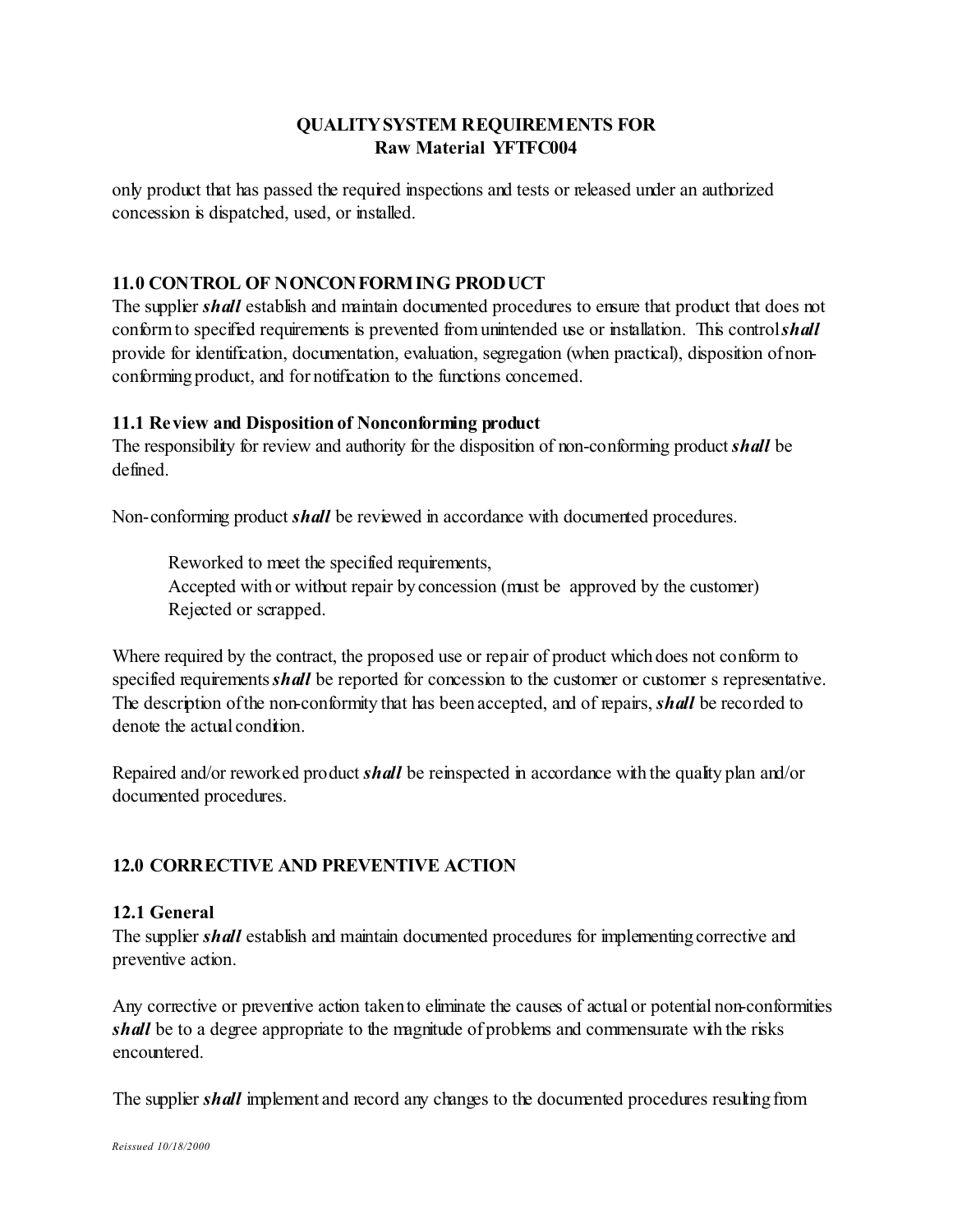only product that has passed the required inspections and tests or released under an authorized concession is dispatched, used, or installed.

## 11.0 CONTROL OF NONCONFORMING PRODUCT

The supplier ***shall*** establish and maintain documented procedures to ensure that product that does not conform to specified requirements is prevented from unintended use or installation. This control ***shall*** provide for identification, documentation, evaluation, segregation (when practical), disposition of non-conforming product, and for notification to the functions concerned.

### 11.1 Review and Disposition of Nonconforming product

The responsibility for review and authority for the disposition of non-conforming product ***shall*** be defined.

Non-conforming product ***shall*** be reviewed in accordance with documented procedures.

Reworked to meet the specified requirements,
Accepted with or without repair by concession (must be approved by the customer)
Rejected or scrapped.

Where required by the contract, the proposed use or repair of product which does not conform to specified requirements ***shall*** be reported for concession to the customer or customer s representative. The description of the non-conformity that has been accepted, and of repairs, ***shall*** be recorded to denote the actual condition.

Repaired and/or reworked product ***shall*** be reinspected in accordance with the quality plan and/or documented procedures.

## 12.0 CORRECTIVE AND PREVENTIVE ACTION

### 12.1 General

The supplier ***shall*** establish and maintain documented procedures for implementing corrective and preventive action.

Any corrective or preventive action taken to eliminate the causes of actual or potential non-conformities ***shall*** be to a degree appropriate to the magnitude of problems and commensurate with the risks encountered.

The supplier ***shall*** implement and record any changes to the documented procedures resulting from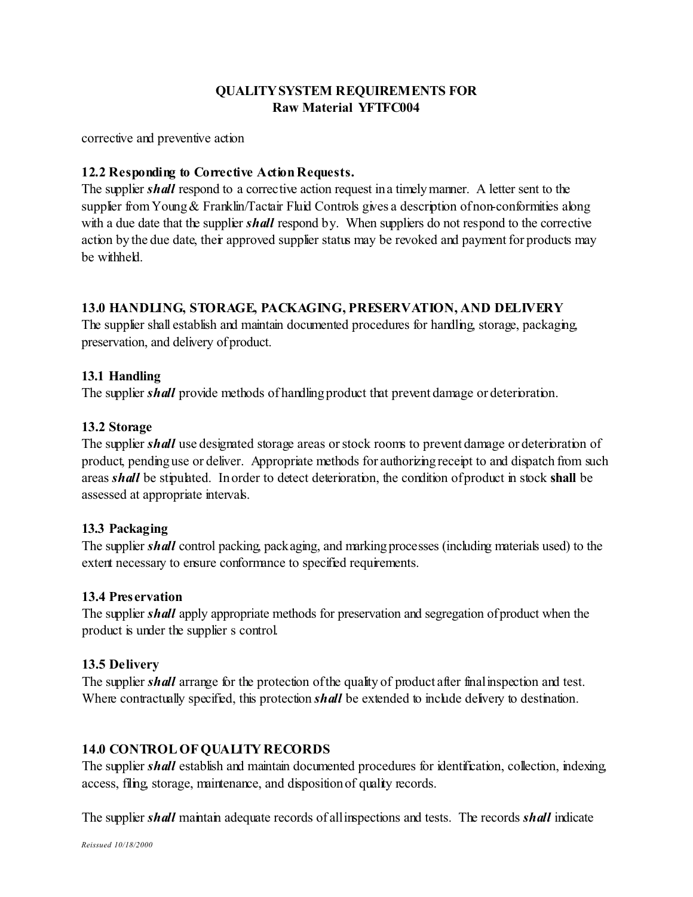corrective and preventive action

### 12.2 Responding to Corrective Action Requests.

The supplier ***shall*** respond to a corrective action request in a timely manner. A letter sent to the supplier from Young & Franklin/Tactair Fluid Controls gives a description of non-conformities along with a due date that the supplier ***shall*** respond by. When suppliers do not respond to the corrective action by the due date, their approved supplier status may be revoked and payment for products may be withheld.

## 13.0 HANDLING, STORAGE, PACKAGING, PRESERVATION, AND DELIVERY

The supplier shall establish and maintain documented procedures for handling, storage, packaging, preservation, and delivery of product.

### 13.1 Handling

The supplier ***shall*** provide methods of handling product that prevent damage or deterioration.

### 13.2 Storage

The supplier ***shall*** use designated storage areas or stock rooms to prevent damage or deterioration of product, pending use or deliver. Appropriate methods for authorizing receipt to and dispatch from such areas ***shall*** be stipulated. In order to detect deterioration, the condition of product in stock **shall** be assessed at appropriate intervals.

### 13.3 Packaging

The supplier ***shall*** control packing, packaging, and marking processes (including materials used) to the extent necessary to ensure conformance to specified requirements.

### 13.4 Preservation

The supplier ***shall*** apply appropriate methods for preservation and segregation of product when the product is under the supplier s control.

### 13.5 Delivery

The supplier ***shall*** arrange for the protection of the quality of product after final inspection and test. Where contractually specified, this protection ***shall*** be extended to include delivery to destination.

## 14.0 CONTROL OF QUALITY RECORDS

The supplier ***shall*** establish and maintain documented procedures for identification, collection, indexing, access, filing, storage, maintenance, and disposition of quality records.

The supplier ***shall*** maintain adequate records of all inspections and tests. The records ***shall*** indicate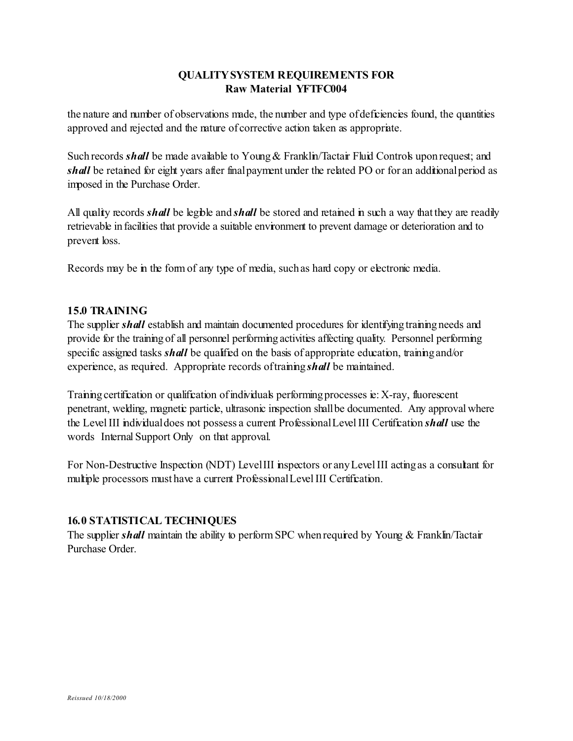the nature and number of observations made, the number and type of deficiencies found, the quantities approved and rejected and the nature of corrective action taken as appropriate.

Such records ***shall*** be made available to Young & Franklin/Tactair Fluid Controls upon request; and ***shall*** be retained for eight years after final payment under the related PO or for an additional period as imposed in the Purchase Order.

All quality records ***shall*** be legible and ***shall*** be stored and retained in such a way that they are readily retrievable in facilities that provide a suitable environment to prevent damage or deterioration and to prevent loss.

Records may be in the form of any type of media, such as hard copy or electronic media.

## 15.0 TRAINING

The supplier ***shall*** establish and maintain documented procedures for identifying training needs and provide for the training of all personnel performing activities affecting quality. Personnel performing specific assigned tasks ***shall*** be qualified on the basis of appropriate education, training and/or experience, as required. Appropriate records of training ***shall*** be maintained.

Training certification or qualification of individuals performing processes ie: X-ray, fluorescent penetrant, welding, magnetic particle, ultrasonic inspection shall be documented. Any approval where the Level III individual does not possess a current Professional Level III Certification ***shall*** use the words Internal Support Only on that approval.

For Non-Destructive Inspection (NDT) Level III inspectors or any Level III acting as a consultant for multiple processors must have a current Professional Level III Certification.

## 16.0 STATISTICAL TECHNIQUES

The supplier ***shall*** maintain the ability to perform SPC when required by Young & Franklin/Tactair Purchase Order.